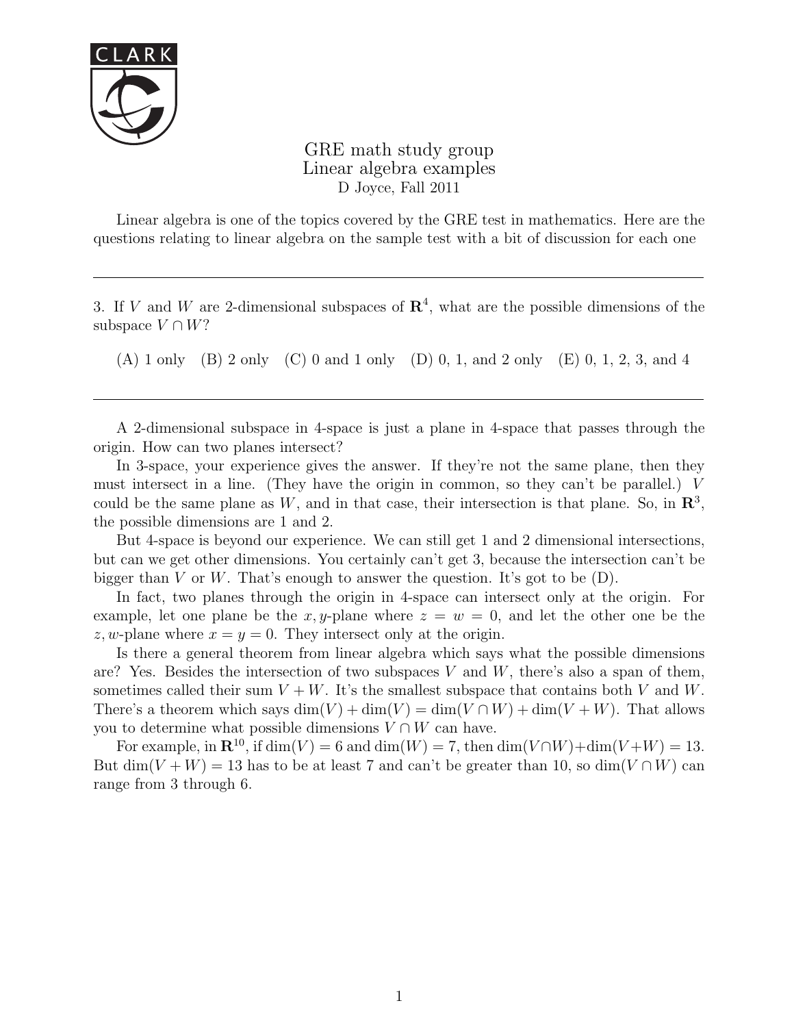# GRE math study group
## Linear algebra examples
D Joyce, Fall 2011

Linear algebra is one of the topics covered by the GRE test in mathematics. Here are the questions relating to linear algebra on the sample test with a bit of discussion for each one

---

3. If $V$ and $W$ are 2-dimensional subspaces of $\mathbf{R}^4$, what are the possible dimensions of the subspace $V \cap W$?

(A) 1 only (B) 2 only (C) 0 and 1 only (D) 0, 1, and 2 only (E) 0, 1, 2, 3, and 4

---

A 2-dimensional subspace in 4-space is just a plane in 4-space that passes through the origin. How can two planes intersect?

In 3-space, your experience gives the answer. If they're not the same plane, then they must intersect in a line. (They have the origin in common, so they can't be parallel.) $V$ could be the same plane as $W$, and in that case, their intersection is that plane. So, in $\mathbf{R}^3$, the possible dimensions are 1 and 2.

But 4-space is beyond our experience. We can still get 1 and 2 dimensional intersections, but can we get other dimensions. You certainly can't get 3, because the intersection can't be bigger than $V$ or $W$. That's enough to answer the question. It's got to be (D).

In fact, two planes through the origin in 4-space can intersect only at the origin. For example, let one plane be the $x, y$-plane where $z = w = 0$, and let the other one be the $z, w$-plane where $x = y = 0$. They intersect only at the origin.

Is there a general theorem from linear algebra which says what the possible dimensions are? Yes. Besides the intersection of two subspaces $V$ and $W$, there's also a span of them, sometimes called their sum $V + W$. It's the smallest subspace that contains both $V$ and $W$. There's a theorem which says $\dim(V) + \dim(V) = \dim(V \cap W) + \dim(V + W)$. That allows you to determine what possible dimensions $V \cap W$ can have.

For example, in $\mathbf{R}^{10}$, if $\dim(V) = 6$ and $\dim(W) = 7$, then $\dim(V \cap W) + \dim(V + W) = 13$. But $\dim(V + W) = 13$ has to be at least 7 and can't be greater than 10, so $\dim(V \cap W)$ can range from 3 through 6.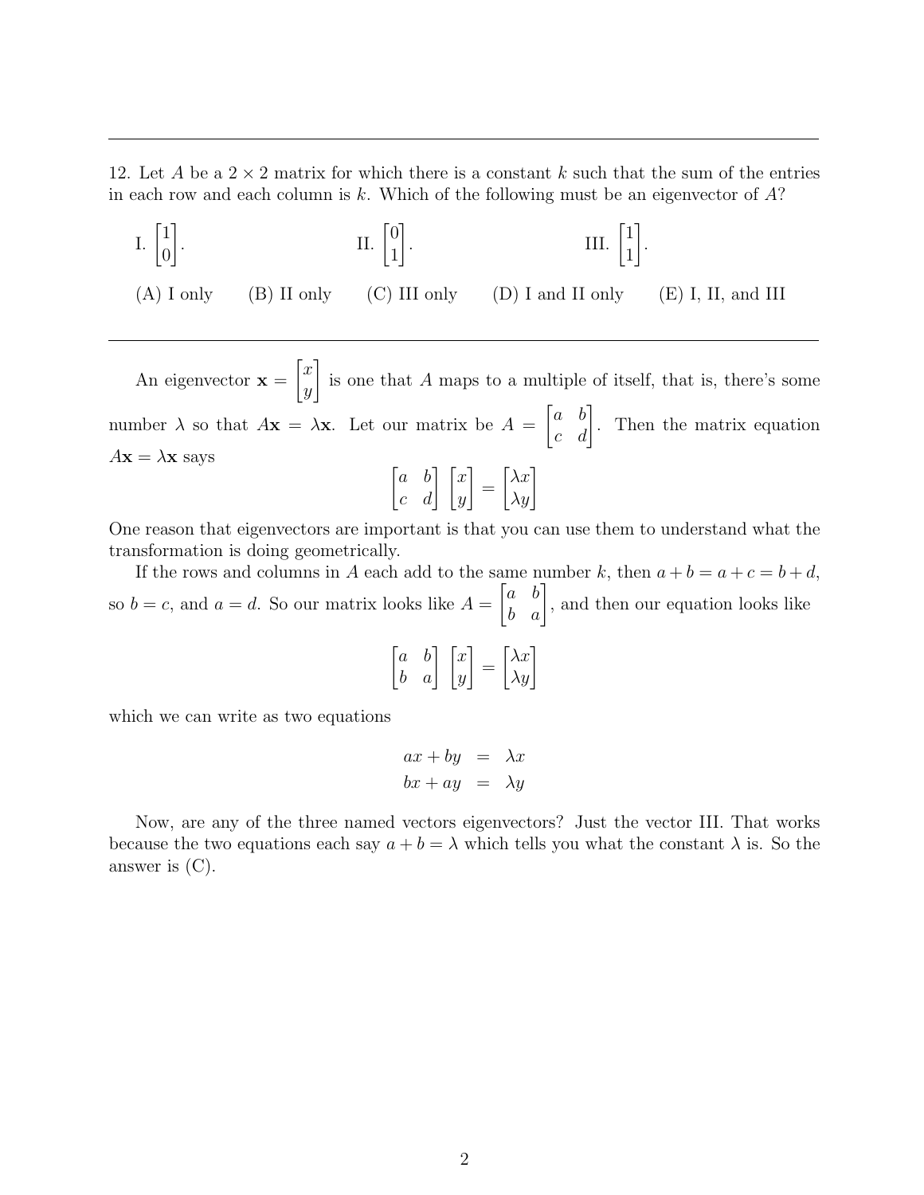---

12. Let $A$ be a $2 \times 2$ matrix for which there is a constant $k$ such that the sum of the entries in each row and each column is $k$. Which of the following must be an eigenvector of $A$?

I. $\begin{bmatrix} 1 \\ 0 \end{bmatrix}$. II. $\begin{bmatrix} 0 \\ 1 \end{bmatrix}$. III. $\begin{bmatrix} 1 \\ 1 \end{bmatrix}$.

(A) I only (B) II only (C) III only (D) I and II only (E) I, II, and III

---

An eigenvector $\mathbf{x} = \begin{bmatrix} x \\ y \end{bmatrix}$ is one that $A$ maps to a multiple of itself, that is, there's some number $\lambda$ so that $A\mathbf{x} = \lambda\mathbf{x}$. Let our matrix be $A = \begin{bmatrix} a & b \\ c & d \end{bmatrix}$. Then the matrix equation $A\mathbf{x} = \lambda\mathbf{x}$ says

$$\begin{bmatrix} a & b \\ c & d \end{bmatrix} \begin{bmatrix} x \\ y \end{bmatrix} = \begin{bmatrix} \lambda x \\ \lambda y \end{bmatrix}$$

One reason that eigenvectors are important is that you can use them to understand what the transformation is doing geometrically.

If the rows and columns in $A$ each add to the same number $k$, then $a + b = a + c = b + d$, so $b = c$, and $a = d$. So our matrix looks like $A = \begin{bmatrix} a & b \\ b & a \end{bmatrix}$, and then our equation looks like

$$\begin{bmatrix} a & b \\ b & a \end{bmatrix} \begin{bmatrix} x \\ y \end{bmatrix} = \begin{bmatrix} \lambda x \\ \lambda y \end{bmatrix}$$

which we can write as two equations

$$\begin{aligned} ax + by &= \lambda x \\ bx + ay &= \lambda y \end{aligned}$$

Now, are any of the three named vectors eigenvectors? Just the vector III. That works because the two equations each say $a + b = \lambda$ which tells you what the constant $\lambda$ is. So the answer is (C).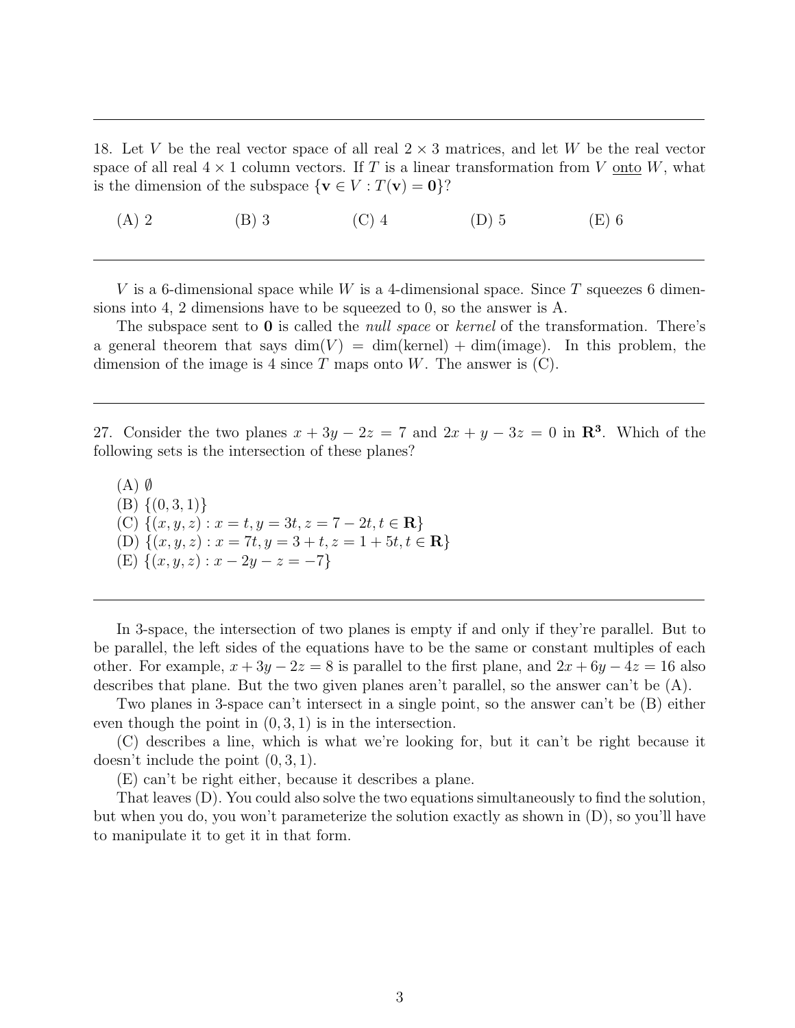---

18. Let $V$ be the real vector space of all real $2 \times 3$ matrices, and let $W$ be the real vector space of all real $4 \times 1$ column vectors. If $T$ is a linear transformation from $V$ <u>onto</u> $W$, what is the dimension of the subspace $\{\mathbf{v} \in V : T(\mathbf{v}) = \mathbf{0}\}$?

(A) 2 (B) 3 (C) 4 (D) 5 (E) 6

---

$V$ is a 6-dimensional space while $W$ is a 4-dimensional space. Since $T$ squeezes 6 dimensions into 4, 2 dimensions have to be squeezed to 0, so the answer is A.

The subspace sent to $\mathbf{0}$ is called the *null space* or *kernel* of the transformation. There's a general theorem that says $\dim(V) = \dim(\text{kernel}) + \dim(\text{image})$. In this problem, the dimension of the image is 4 since $T$ maps onto $W$. The answer is (C).

---

27. Consider the two planes $x + 3y - 2z = 7$ and $2x + y - 3z = 0$ in $\mathbf{R^3}$. Which of the following sets is the intersection of these planes?

(A) $\emptyset$
(B) $\{(0, 3, 1)\}$
(C) $\{(x, y, z) : x = t, y = 3t, z = 7 - 2t, t \in \mathbf{R}\}$
(D) $\{(x, y, z) : x = 7t, y = 3 + t, z = 1 + 5t, t \in \mathbf{R}\}$
(E) $\{(x, y, z) : x - 2y - z = -7\}$

---

In 3-space, the intersection of two planes is empty if and only if they're parallel. But to be parallel, the left sides of the equations have to be the same or constant multiples of each other. For example, $x + 3y - 2z = 8$ is parallel to the first plane, and $2x + 6y - 4z = 16$ also describes that plane. But the two given planes aren't parallel, so the answer can't be (A).

Two planes in 3-space can't intersect in a single point, so the answer can't be (B) either even though the point in $(0, 3, 1)$ is in the intersection.

(C) describes a line, which is what we're looking for, but it can't be right because it doesn't include the point $(0, 3, 1)$.

(E) can't be right either, because it describes a plane.

That leaves (D). You could also solve the two equations simultaneously to find the solution, but when you do, you won't parameterize the solution exactly as shown in (D), so you'll have to manipulate it to get it in that form.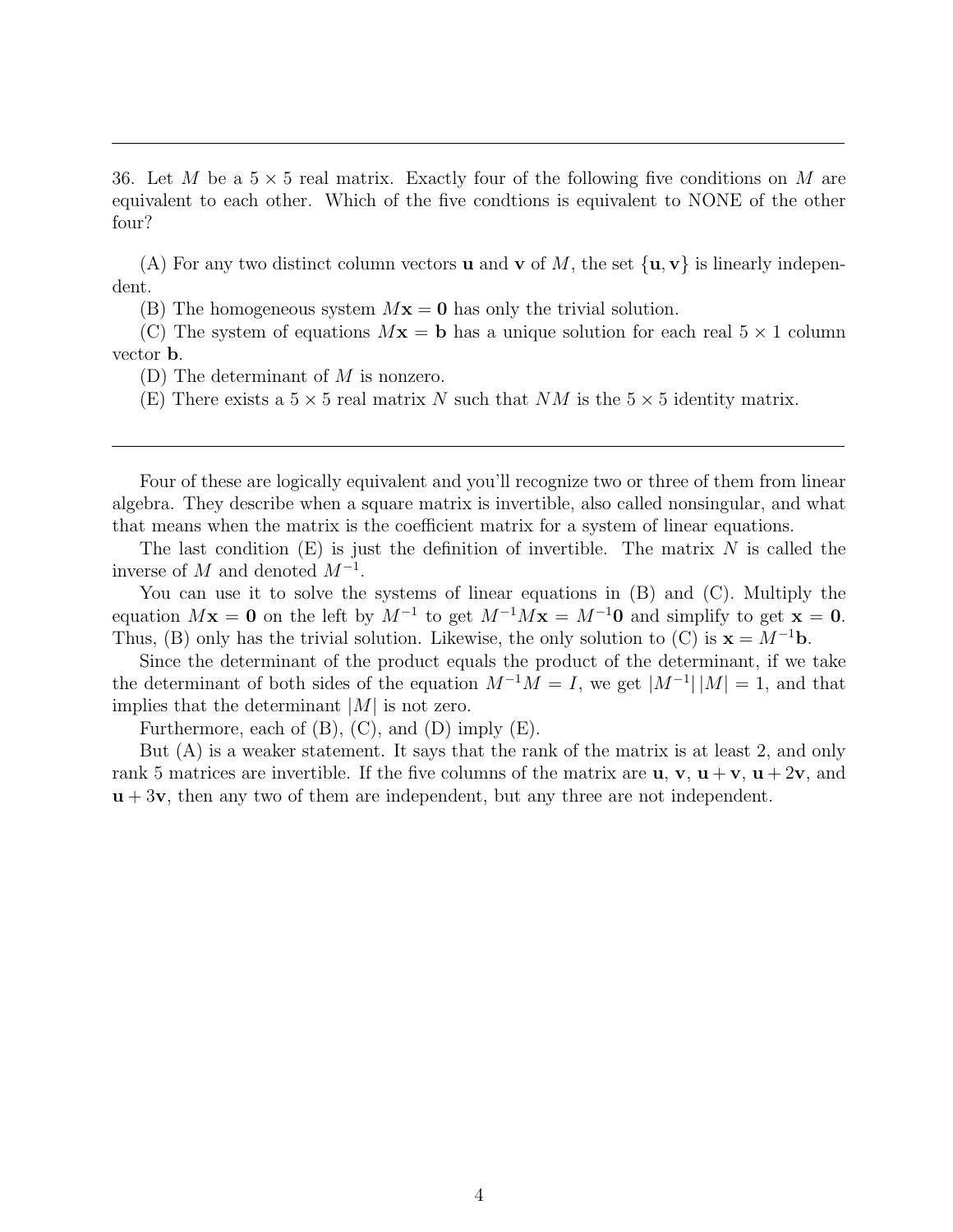---

36. Let $M$ be a $5 \times 5$ real matrix. Exactly four of the following five conditions on $M$ are equivalent to each other. Which of the five condtions is equivalent to NONE of the other four?

(A) For any two distinct column vectors $\mathbf{u}$ and $\mathbf{v}$ of $M$, the set $\{\mathbf{u}, \mathbf{v}\}$ is linearly independent.

(B) The homogeneous system $M\mathbf{x} = \mathbf{0}$ has only the trivial solution.

(C) The system of equations $M\mathbf{x} = \mathbf{b}$ has a unique solution for each real $5 \times 1$ column vector $\mathbf{b}$.

(D) The determinant of $M$ is nonzero.

(E) There exists a $5 \times 5$ real matrix $N$ such that $NM$ is the $5 \times 5$ identity matrix.

---

Four of these are logically equivalent and you'll recognize two or three of them from linear algebra. They describe when a square matrix is invertible, also called nonsingular, and what that means when the matrix is the coefficient matrix for a system of linear equations.

The last condition (E) is just the definition of invertible. The matrix $N$ is called the inverse of $M$ and denoted $M^{-1}$.

You can use it to solve the systems of linear equations in (B) and (C). Multiply the equation $M\mathbf{x} = \mathbf{0}$ on the left by $M^{-1}$ to get $M^{-1}M\mathbf{x} = M^{-1}\mathbf{0}$ and simplify to get $\mathbf{x} = \mathbf{0}$. Thus, (B) only has the trivial solution. Likewise, the only solution to (C) is $\mathbf{x} = M^{-1}\mathbf{b}$.

Since the determinant of the product equals the product of the determinant, if we take the determinant of both sides of the equation $M^{-1}M = I$, we get $|M^{-1}|\,|M| = 1$, and that implies that the determinant $|M|$ is not zero.

Furthermore, each of (B), (C), and (D) imply (E).

But (A) is a weaker statement. It says that the rank of the matrix is at least 2, and only rank 5 matrices are invertible. If the five columns of the matrix are $\mathbf{u}$, $\mathbf{v}$, $\mathbf{u}+\mathbf{v}$, $\mathbf{u}+2\mathbf{v}$, and $\mathbf{u}+3\mathbf{v}$, then any two of them are independent, but any three are not independent.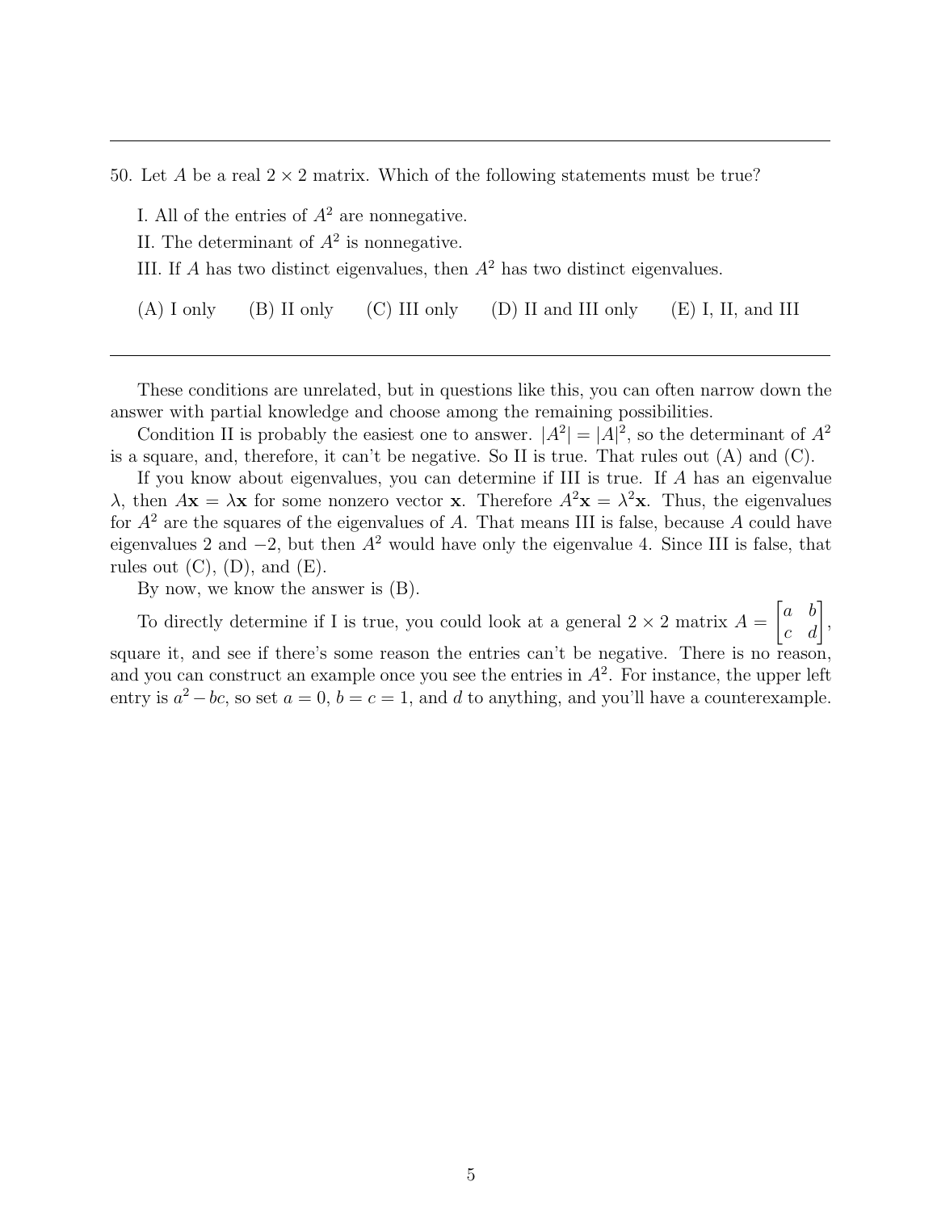---

50. Let $A$ be a real $2 \times 2$ matrix. Which of the following statements must be true?

I. All of the entries of $A^2$ are nonnegative.

II. The determinant of $A^2$ is nonnegative.

III. If $A$ has two distinct eigenvalues, then $A^2$ has two distinct eigenvalues.

(A) I only (B) II only (C) III only (D) II and III only (E) I, II, and III

---

These conditions are unrelated, but in questions like this, you can often narrow down the answer with partial knowledge and choose among the remaining possibilities.

Condition II is probably the easiest one to answer. $|A^2| = |A|^2$, so the determinant of $A^2$ is a square, and, therefore, it can't be negative. So II is true. That rules out (A) and (C).

If you know about eigenvalues, you can determine if III is true. If $A$ has an eigenvalue $\lambda$, then $A\mathbf{x} = \lambda\mathbf{x}$ for some nonzero vector $\mathbf{x}$. Therefore $A^2\mathbf{x} = \lambda^2\mathbf{x}$. Thus, the eigenvalues for $A^2$ are the squares of the eigenvalues of $A$. That means III is false, because $A$ could have eigenvalues 2 and $-2$, but then $A^2$ would have only the eigenvalue 4. Since III is false, that rules out (C), (D), and (E).

By now, we know the answer is (B).

To directly determine if I is true, you could look at a general $2 \times 2$ matrix $A = \begin{bmatrix} a & b \\ c & d \end{bmatrix}$, square it, and see if there's some reason the entries can't be negative. There is no reason, and you can construct an example once you see the entries in $A^2$. For instance, the upper left entry is $a^2 - bc$, so set $a = 0$, $b = c = 1$, and $d$ to anything, and you'll have a counterexample.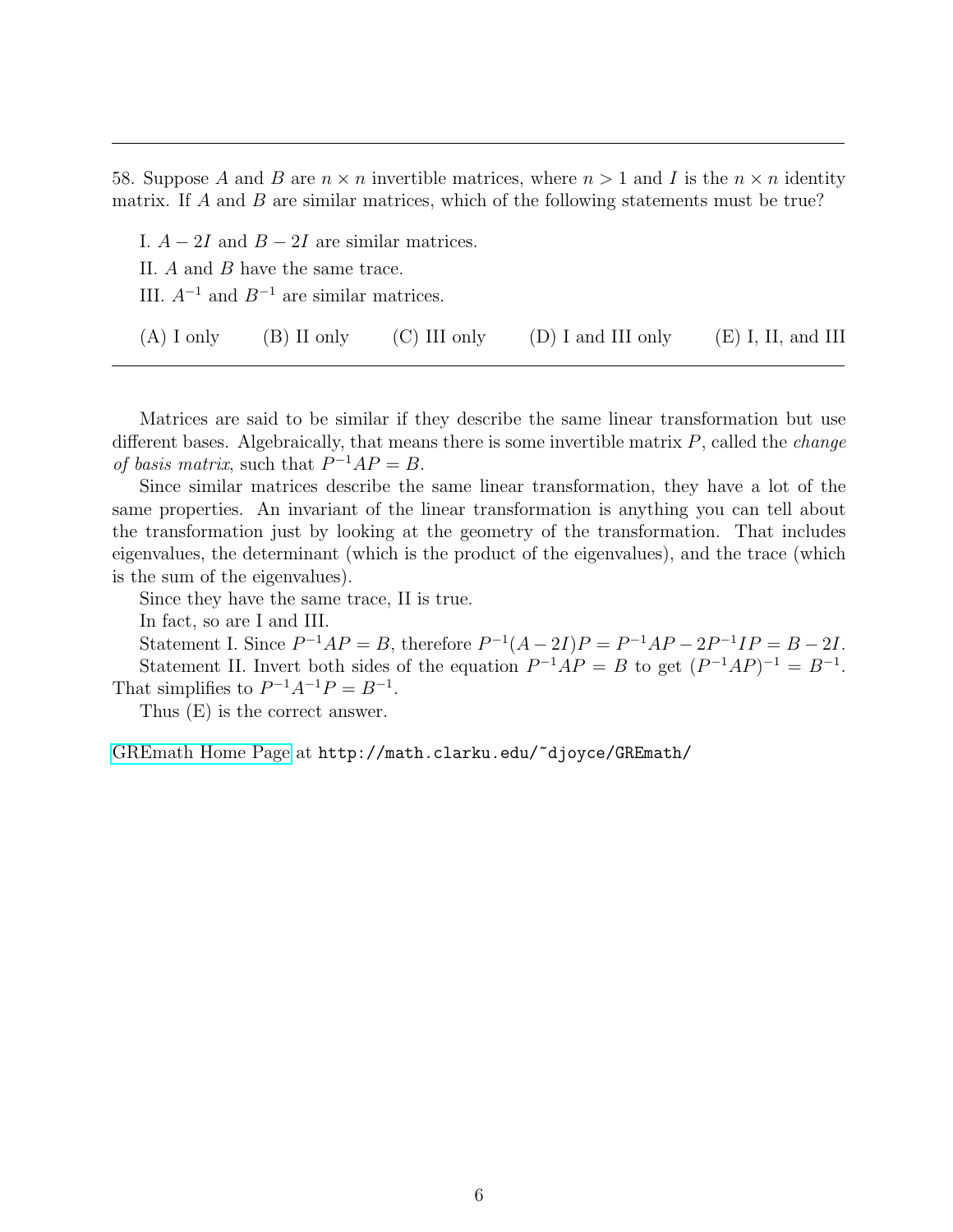58. Suppose $A$ and $B$ are $n \times n$ invertible matrices, where $n > 1$ and $I$ is the $n \times n$ identity matrix. If $A$ and $B$ are similar matrices, which of the following statements must be true?

I. $A - 2I$ and $B - 2I$ are similar matrices.

II. $A$ and $B$ have the same trace.

III. $A^{-1}$ and $B^{-1}$ are similar matrices.

(A) I only (B) II only (C) III only (D) I and III only (E) I, II, and III

---

Matrices are said to be similar if they describe the same linear transformation but use different bases. Algebraically, that means there is some invertible matrix $P$, called the *change of basis matrix*, such that $P^{-1}AP = B$.

Since similar matrices describe the same linear transformation, they have a lot of the same properties. An invariant of the linear transformation is anything you can tell about the transformation just by looking at the geometry of the transformation. That includes eigenvalues, the determinant (which is the product of the eigenvalues), and the trace (which is the sum of the eigenvalues).

Since they have the same trace, II is true.

In fact, so are I and III.

Statement I. Since $P^{-1}AP = B$, therefore $P^{-1}(A - 2I)P = P^{-1}AP - 2P^{-1}IP = B - 2I$.

Statement II. Invert both sides of the equation $P^{-1}AP = B$ to get $(P^{-1}AP)^{-1} = B^{-1}$. That simplifies to $P^{-1}A^{-1}P = B^{-1}$.

Thus (E) is the correct answer.

GREmath Home Page at http://math.clarku.edu/~djoyce/GREmath/